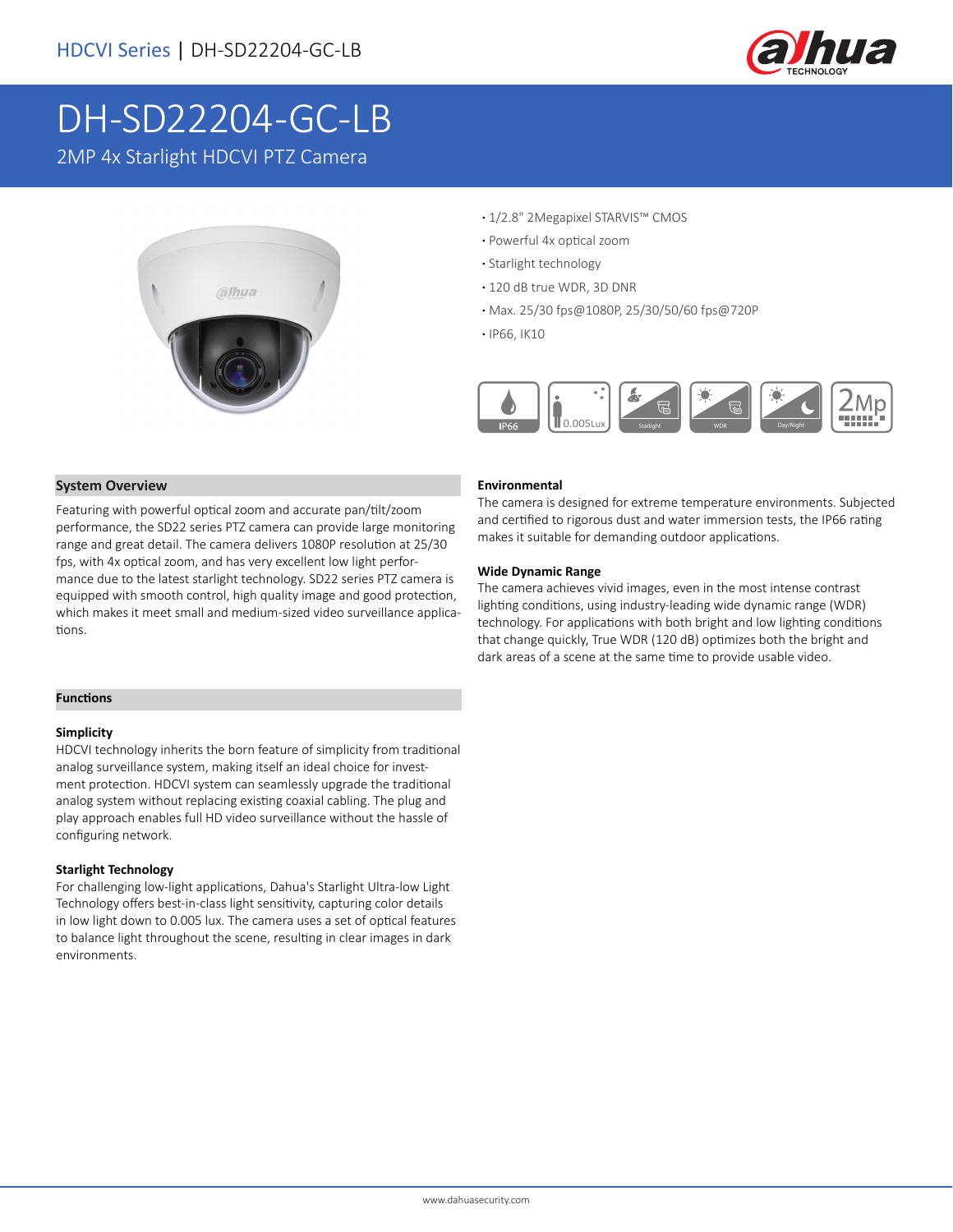HDCVI Series | DH-SD22204-GC-LB

# DH-SD22204-GC-LB

2MP 4x Starlight HDCVI PTZ Camera

- 1/2.8" 2Megapixel STARVIS™ CMOS
- Powerful 4x optical zoom
- Starlight technology
- 120 dB true WDR, 3D DNR
- Max. 25/30 fps@1080P, 25/30/50/60 fps@720P
- IP66, IK10

## System Overview

Featuring with powerful optical zoom and accurate pan/tilt/zoom performance, the SD22 series PTZ camera can provide large monitoring range and great detail. The camera delivers 1080P resolution at 25/30 fps, with 4x optical zoom, and has very excellent low light performance due to the latest starlight technology. SD22 series PTZ camera is equipped with smooth control, high quality image and good protection, which makes it meet small and medium-sized video surveillance applications.

## Functions

### Simplicity

HDCVI technology inherits the born feature of simplicity from traditional analog surveillance system, making itself an ideal choice for investment protection. HDCVI system can seamlessly upgrade the traditional analog system without replacing existing coaxial cabling. The plug and play approach enables full HD video surveillance without the hassle of configuring network.

### Starlight Technology

For challenging low-light applications, Dahua's Starlight Ultra-low Light Technology offers best-in-class light sensitivity, capturing color details in low light down to 0.005 lux. The camera uses a set of optical features to balance light throughout the scene, resulting in clear images in dark environments.

### Environmental

The camera is designed for extreme temperature environments. Subjected and certified to rigorous dust and water immersion tests, the IP66 rating makes it suitable for demanding outdoor applications.

### Wide Dynamic Range

The camera achieves vivid images, even in the most intense contrast lighting conditions, using industry-leading wide dynamic range (WDR) technology. For applications with both bright and low lighting conditions that change quickly, True WDR (120 dB) optimizes both the bright and dark areas of a scene at the same time to provide usable video.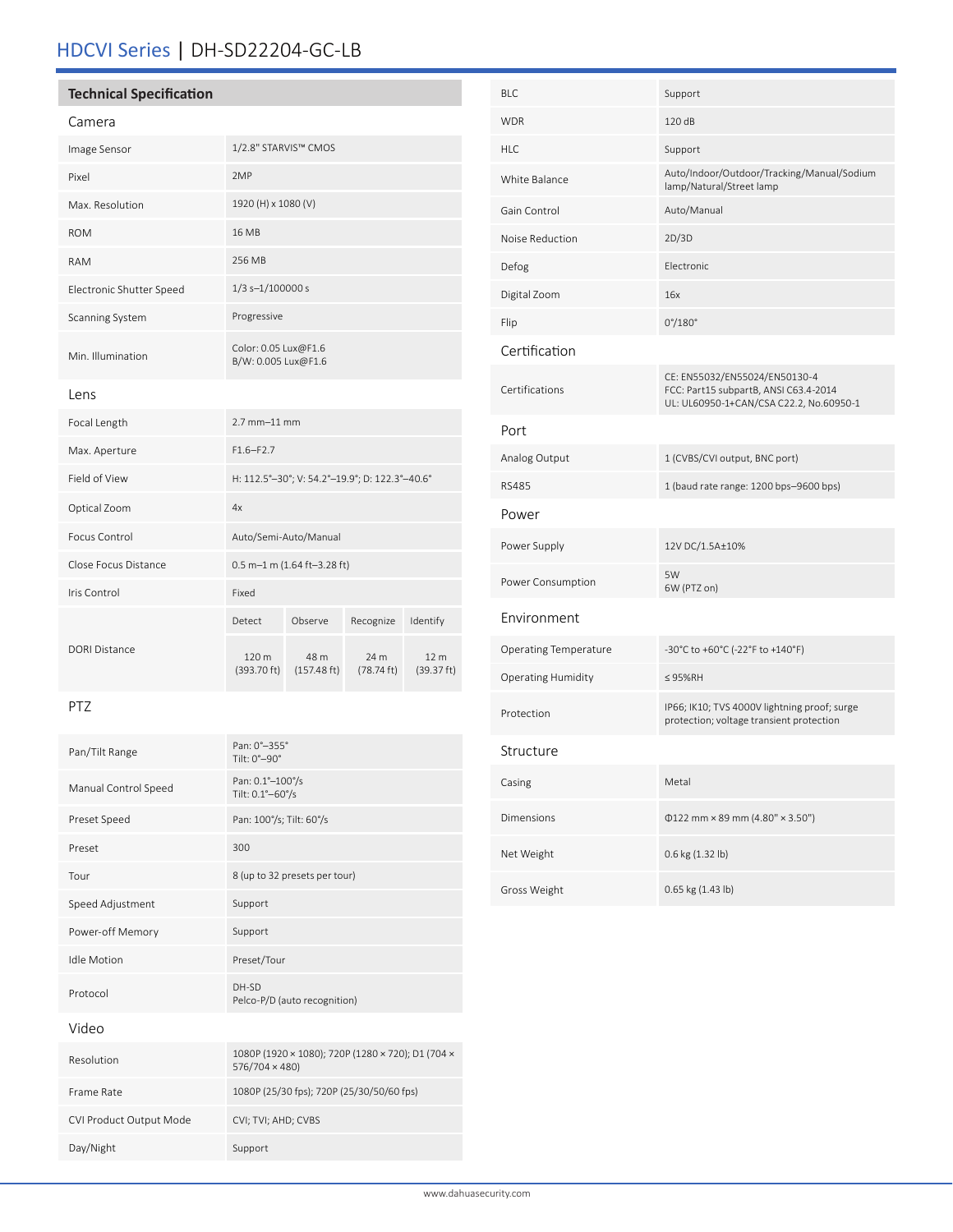# HDCVI Series | DH-SD22204-GC-LB

## Technical Specification

### Camera

| | |
|---|---|
| Image Sensor | 1/2.8" STARVIS™ CMOS |
| Pixel | 2MP |
| Max. Resolution | 1920 (H) x 1080 (V) |
| ROM | 16 MB |
| RAM | 256 MB |
| Electronic Shutter Speed | 1/3 s–1/100000 s |
| Scanning System | Progressive |
| Min. Illumination | Color: 0.05 Lux@F1.6<br>B/W: 0.005 Lux@F1.6 |

### Lens

| | | | | |
|---|---|---|---|---|
| Focal Length | 2.7 mm–11 mm | | | |
| Max. Aperture | F1.6–F2.7 | | | |
| Field of View | H: 112.5°–30°; V: 54.2°–19.9°; D: 122.3°–40.6° | | | |
| Optical Zoom | 4x | | | |
| Focus Control | Auto/Semi-Auto/Manual | | | |
| Close Focus Distance | 0.5 m–1 m (1.64 ft–3.28 ft) | | | |
| Iris Control | Fixed | | | |
| DORI Distance | Detect | Observe | Recognize | Identify |
| | 120 m (393.70 ft) | 48 m (157.48 ft) | 24 m (78.74 ft) | 12 m (39.37 ft) |

### PTZ

| | |
|---|---|
| Pan/Tilt Range | Pan: 0°–355°<br>Tilt: 0°–90° |
| Manual Control Speed | Pan: 0.1°–100°/s<br>Tilt: 0.1°–60°/s |
| Preset Speed | Pan: 100°/s; Tilt: 60°/s |
| Preset | 300 |
| Tour | 8 (up to 32 presets per tour) |
| Speed Adjustment | Support |
| Power-off Memory | Support |
| Idle Motion | Preset/Tour |
| Protocol | DH-SD<br>Pelco-P/D (auto recognition) |

### Video

| | |
|---|---|
| Resolution | 1080P (1920 × 1080); 720P (1280 × 720); D1 (704 × 576/704 × 480) |
| Frame Rate | 1080P (25/30 fps); 720P (25/30/50/60 fps) |
| CVI Product Output Mode | CVI; TVI; AHD; CVBS |
| Day/Night | Support |
| BLC | Support |
| WDR | 120 dB |
| HLC | Support |
| White Balance | Auto/Indoor/Outdoor/Tracking/Manual/Sodium lamp/Natural/Street lamp |
| Gain Control | Auto/Manual |
| Noise Reduction | 2D/3D |
| Defog | Electronic |
| Digital Zoom | 16x |
| Flip | 0°/180° |

### Certification

| | |
|---|---|
| Certifications | CE: EN55032/EN55024/EN50130-4<br>FCC: Part15 subpartB, ANSI C63.4-2014<br>UL: UL60950-1+CAN/CSA C22.2, No.60950-1 |

### Port

| | |
|---|---|
| Analog Output | 1 (CVBS/CVI output, BNC port) |
| RS485 | 1 (baud rate range: 1200 bps–9600 bps) |

### Power

| | |
|---|---|
| Power Supply | 12V DC/1.5A±10% |
| Power Consumption | 5W<br>6W (PTZ on) |

### Environment

| | |
|---|---|
| Operating Temperature | -30°C to +60°C (-22°F to +140°F) |
| Operating Humidity | ≤ 95%RH |
| Protection | IP66; IK10; TVS 4000V lightning proof; surge protection; voltage transient protection |

### Structure

| | |
|---|---|
| Casing | Metal |
| Dimensions | Φ122 mm × 89 mm (4.80" × 3.50") |
| Net Weight | 0.6 kg (1.32 lb) |
| Gross Weight | 0.65 kg (1.43 lb) |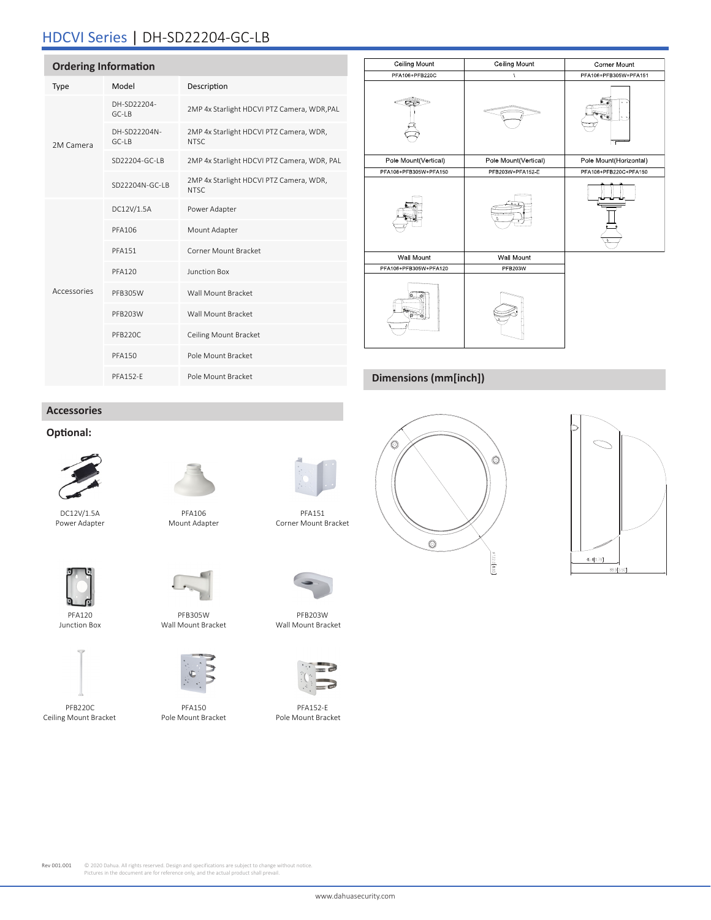## Ordering Information

| Type | Model | Description |
|---|---|---|
| 2M Camera | DH-SD22204-GC-LB | 2MP 4x Starlight HDCVI PTZ Camera, WDR,PAL |
| | DH-SD22204N-GC-LB | 2MP 4x Starlight HDCVI PTZ Camera, WDR, NTSC |
| | SD22204-GC-LB | 2MP 4x Starlight HDCVI PTZ Camera, WDR, PAL |
| | SD22204N-GC-LB | 2MP 4x Starlight HDCVI PTZ Camera, WDR, NTSC |
| Accessories | DC12V/1.5A | Power Adapter |
| | PFA106 | Mount Adapter |
| | PFA151 | Corner Mount Bracket |
| | PFA120 | Junction Box |
| | PFB305W | Wall Mount Bracket |
| | PFB203W | Wall Mount Bracket |
| | PFB220C | Ceiling Mount Bracket |
| | PFA150 | Pole Mount Bracket |
| | PFA152-E | Pole Mount Bracket |

| Ceiling Mount | Ceiling Mount | Corner Mount |
|---|---|---|
| PFA106+PFB220C | \ | PFA106+PFB305W+PFA151 |
| **Pole Mount(Vertical)** | **Pole Mount(Vertical)** | **Pole Mount(Horizontal)** |
| PFA106+PFB305W+PFA150 | PFB203W+PFA152-E | PFA106+PFB220C+PFA150 |
| **Wall Mount** | **Wall Mount** | |
| PFA106+PFB305W+PFA120 | PFB203W | |

## Accessories

### Optional:

DC12V/1.5A
Power Adapter

PFA106
Mount Adapter

PFA151
Corner Mount Bracket

PFA120
Junction Box

PFB305W
Wall Mount Bracket

PFB203W
Wall Mount Bracket

PFB220C
Ceiling Mount Bracket

PFA150
Pole Mount Bracket

PFA152-E
Pole Mount Bracket

## Dimensions (mm[inch])

Rev 001.001 © 2020 Dahua. All rights reserved. Design and specifications are subject to change without notice.
Pictures in the document are for reference only, and the actual product shall prevail.

www.dahuasecurity.com